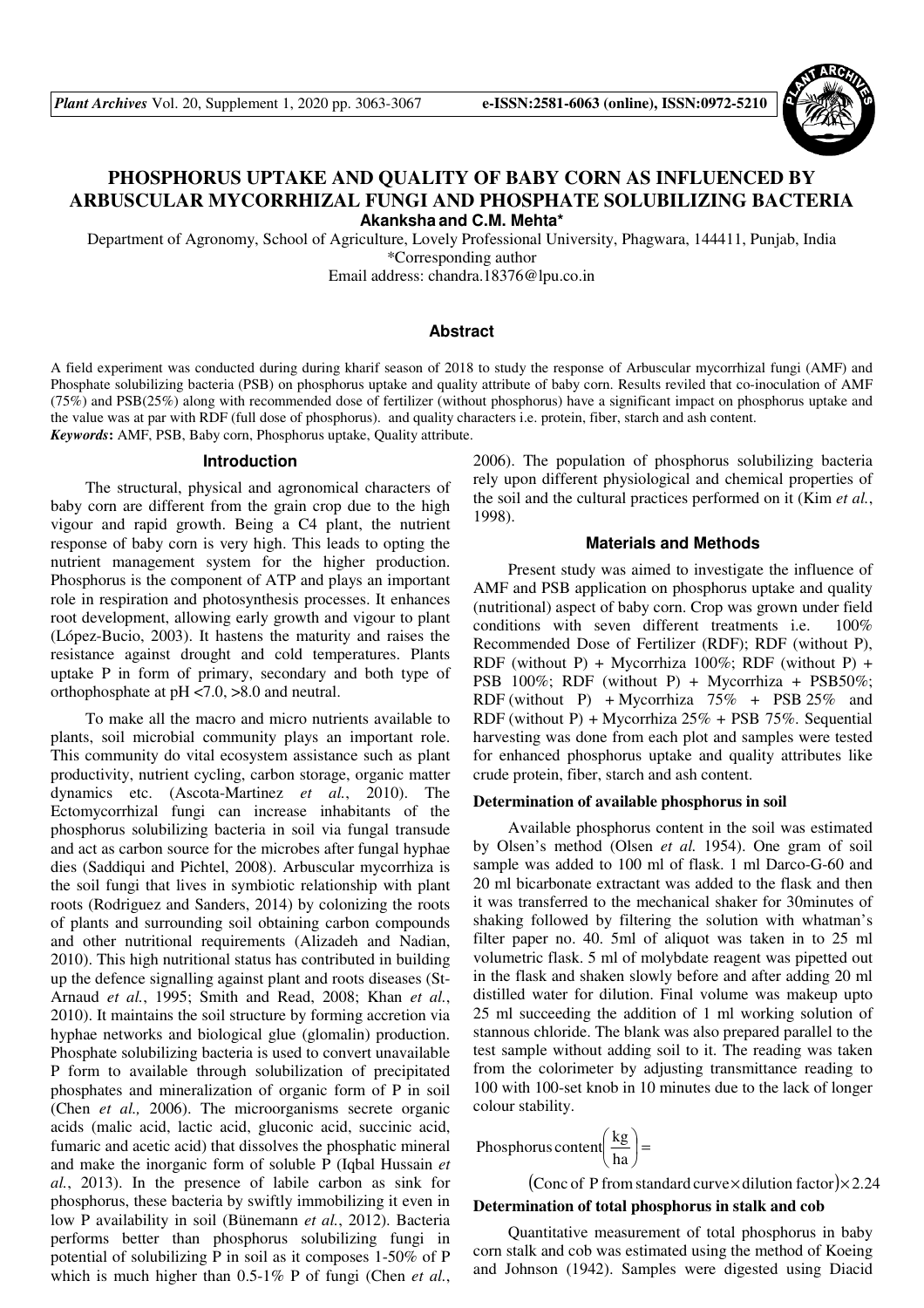# PHOSPHORUS UPTAKE AND QUALITY OF BABY CORN AS INFLUENCED BY ARBUSCULAR MYCORRHIZAL FUNGI AND PHOSPHATE SOLUBILIZING BACTERIA

**Akanksha and C.M. Mehta***

Department of Agronomy, School of Agriculture, Lovely Professional University, Phagwara, 144411, Punjab, India
*Corresponding author
Email address: chandra.18376@lpu.co.in

## Abstract

A field experiment was conducted during during kharif season of 2018 to study the response of Arbuscular mycorrhizal fungi (AMF) and Phosphate solubilizing bacteria (PSB) on phosphorus uptake and quality attribute of baby corn. Results reviled that co-inoculation of AMF (75%) and PSB(25%) along with recommended dose of fertilizer (without phosphorus) have a significant impact on phosphorus uptake and the value was at par with RDF (full dose of phosphorus). and quality characters i.e. protein, fiber, starch and ash content.

***Keywords*:** AMF, PSB, Baby corn, Phosphorus uptake, Quality attribute.

## Introduction

The structural, physical and agronomical characters of baby corn are different from the grain crop due to the high vigour and rapid growth. Being a C4 plant, the nutrient response of baby corn is very high. This leads to opting the nutrient management system for the higher production. Phosphorus is the component of ATP and plays an important role in respiration and photosynthesis processes. It enhances root development, allowing early growth and vigour to plant (López-Bucio, 2003). It hastens the maturity and raises the resistance against drought and cold temperatures. Plants uptake P in form of primary, secondary and both type of orthophosphate at pH <7.0, >8.0 and neutral.

To make all the macro and micro nutrients available to plants, soil microbial community plays an important role. This community do vital ecosystem assistance such as plant productivity, nutrient cycling, carbon storage, organic matter dynamics etc. (Ascota-Martinez *et al.*, 2010). The Ectomycorrhizal fungi can increase inhabitants of the phosphorus solubilizing bacteria in soil via fungal transude and act as carbon source for the microbes after fungal hyphae dies (Saddiqui and Pichtel, 2008). Arbuscular mycorrhiza is the soil fungi that lives in symbiotic relationship with plant roots (Rodriguez and Sanders, 2014) by colonizing the roots of plants and surrounding soil obtaining carbon compounds and other nutritional requirements (Alizadeh and Nadian, 2010). This high nutritional status has contributed in building up the defence signalling against plant and roots diseases (St-Arnaud *et al.*, 1995; Smith and Read, 2008; Khan *et al.*, 2010). It maintains the soil structure by forming accretion via hyphae networks and biological glue (glomalin) production. Phosphate solubilizing bacteria is used to convert unavailable P form to available through solubilization of precipitated phosphates and mineralization of organic form of P in soil (Chen *et al.,* 2006). The microorganisms secrete organic acids (malic acid, lactic acid, gluconic acid, succinic acid, fumaric and acetic acid) that dissolves the phosphatic mineral and make the inorganic form of soluble P (Iqbal Hussain *et al.*, 2013). In the presence of labile carbon as sink for phosphorus, these bacteria by swiftly immobilizing it even in low P availability in soil (Bünemann *et al.*, 2012). Bacteria performs better than phosphorus solubilizing fungi in potential of solubilizing P in soil as it composes 1-50% of P which is much higher than 0.5-1% P of fungi (Chen *et al.*, 2006). The population of phosphorus solubilizing bacteria rely upon different physiological and chemical properties of the soil and the cultural practices performed on it (Kim *et al.*, 1998).

## Materials and Methods

Present study was aimed to investigate the influence of AMF and PSB application on phosphorus uptake and quality (nutritional) aspect of baby corn. Crop was grown under field conditions with seven different treatments i.e. 100% Recommended Dose of Fertilizer (RDF); RDF (without P), RDF (without P) + Mycorrhiza 100%; RDF (without P) + PSB 100%; RDF (without P) + Mycorrhiza + PSB50%; RDF (without P) + Mycorrhiza 75% + PSB 25% and RDF (without P) + Mycorrhiza 25% + PSB 75%. Sequential harvesting was done from each plot and samples were tested for enhanced phosphorus uptake and quality attributes like crude protein, fiber, starch and ash content.

### Determination of available phosphorus in soil

Available phosphorus content in the soil was estimated by Olsen's method (Olsen *et al.* 1954). One gram of soil sample was added to 100 ml of flask. 1 ml Darco-G-60 and 20 ml bicarbonate extractant was added to the flask and then it was transferred to the mechanical shaker for 30minutes of shaking followed by filtering the solution with whatman's filter paper no. 40. 5ml of aliquot was taken in to 25 ml volumetric flask. 5 ml of molybdate reagent was pipetted out in the flask and shaken slowly before and after adding 20 ml distilled water for dilution. Final volume was makeup upto 25 ml succeeding the addition of 1 ml working solution of stannous chloride. The blank was also prepared parallel to the test sample without adding soil to it. The reading was taken from the colorimeter by adjusting transmittance reading to 100 with 100-set knob in 10 minutes due to the lack of longer colour stability.

$$\text{Phosphorus content}\left(\frac{\text{kg}}{\text{ha}}\right) = (\text{Conc of P from standard curve} \times \text{dilution factor}) \times 2.24$$

### Determination of total phosphorus in stalk and cob

Quantitative measurement of total phosphorus in baby corn stalk and cob was estimated using the method of Koeing and Johnson (1942). Samples were digested using Diacid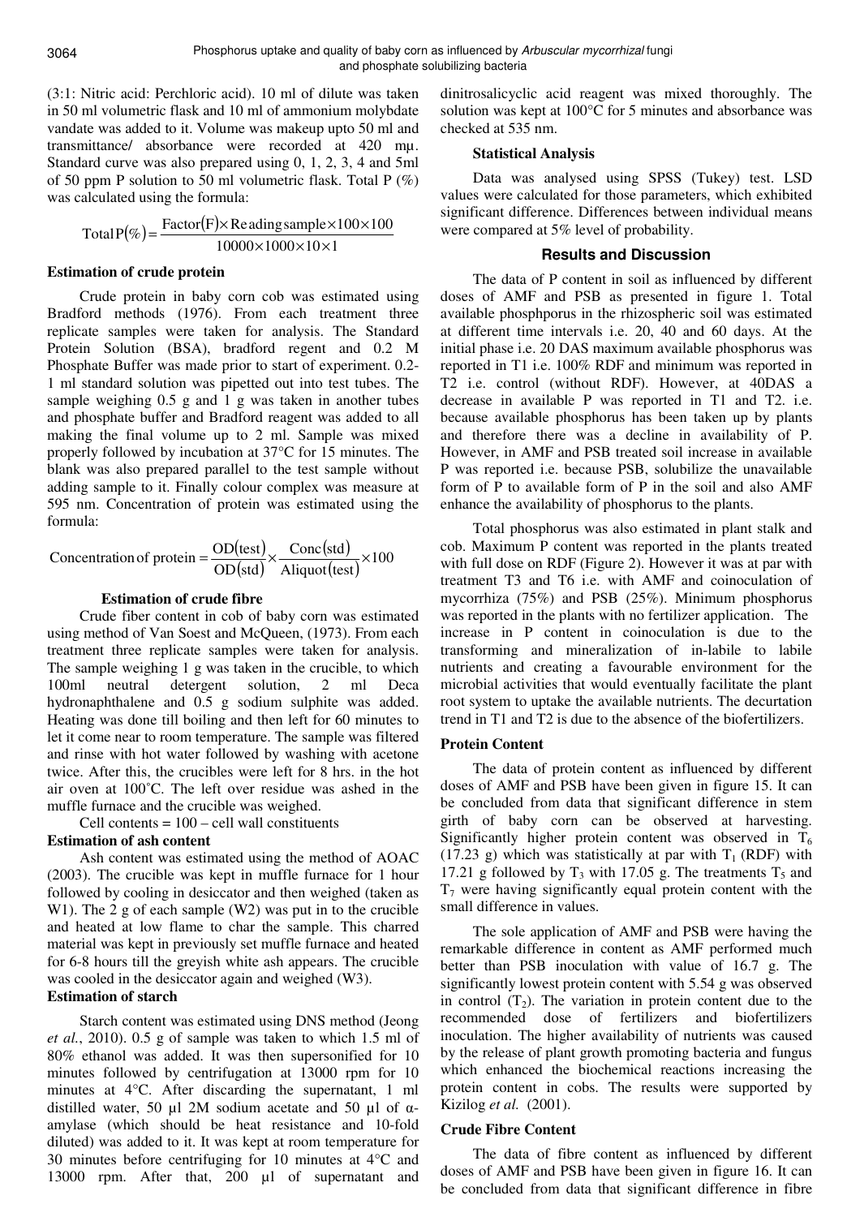(3:1: Nitric acid: Perchloric acid). 10 ml of dilute was taken in 50 ml volumetric flask and 10 ml of ammonium molybdate vandate was added to it. Volume was makeup upto 50 ml and transmittance/ absorbance were recorded at 420 mμ. Standard curve was also prepared using 0, 1, 2, 3, 4 and 5ml of 50 ppm P solution to 50 ml volumetric flask. Total P (%) was calculated using the formula:

$$\text{Total P}(\%) = \frac{\text{Factor}(F) \times \text{Reading sample} \times 100 \times 100}{10000 \times 1000 \times 10 \times 1}$$

**Estimation of crude protein**

Crude protein in baby corn cob was estimated using Bradford methods (1976). From each treatment three replicate samples were taken for analysis. The Standard Protein Solution (BSA), bradford regent and 0.2 M Phosphate Buffer was made prior to start of experiment. 0.2-1 ml standard solution was pipetted out into test tubes. The sample weighing 0.5 g and 1 g was taken in another tubes and phosphate buffer and Bradford reagent was added to all making the final volume up to 2 ml. Sample was mixed properly followed by incubation at 37°C for 15 minutes. The blank was also prepared parallel to the test sample without adding sample to it. Finally colour complex was measure at 595 nm. Concentration of protein was estimated using the formula:

$$\text{Concentration of protein} = \frac{\text{OD(test)}}{\text{OD(std)}} \times \frac{\text{Conc(std)}}{\text{Aliquot(test)}} \times 100$$

**Estimation of crude fibre**

Crude fiber content in cob of baby corn was estimated using method of Van Soest and McQueen, (1973). From each treatment three replicate samples were taken for analysis. The sample weighing 1 g was taken in the crucible, to which 100ml neutral detergent solution, 2 ml Deca hydronaphthalene and 0.5 g sodium sulphite was added. Heating was done till boiling and then left for 60 minutes to let it come near to room temperature. The sample was filtered and rinse with hot water followed by washing with acetone twice. After this, the crucibles were left for 8 hrs. in the hot air oven at 100˚C. The left over residue was ashed in the muffle furnace and the crucible was weighed.

Cell contents = 100 – cell wall constituents

**Estimation of ash content**

Ash content was estimated using the method of AOAC (2003). The crucible was kept in muffle furnace for 1 hour followed by cooling in desiccator and then weighed (taken as W1). The 2 g of each sample (W2) was put in to the crucible and heated at low flame to char the sample. This charred material was kept in previously set muffle furnace and heated for 6-8 hours till the greyish white ash appears. The crucible was cooled in the desiccator again and weighed (W3).

**Estimation of starch**

Starch content was estimated using DNS method (Jeong *et al.*, 2010). 0.5 g of sample was taken to which 1.5 ml of 80% ethanol was added. It was then supersonified for 10 minutes followed by centrifugation at 13000 rpm for 10 minutes at 4°C. After discarding the supernatant, 1 ml distilled water, 50 µl 2M sodium acetate and 50 µl of α-amylase (which should be heat resistance and 10-fold diluted) was added to it. It was kept at room temperature for 30 minutes before centrifuging for 10 minutes at 4°C and 13000 rpm. After that, 200 µl of supernatant and dinitrosalicyclic acid reagent was mixed thoroughly. The solution was kept at 100°C for 5 minutes and absorbance was checked at 535 nm.

**Statistical Analysis**

Data was analysed using SPSS (Tukey) test. LSD values were calculated for those parameters, which exhibited significant difference. Differences between individual means were compared at 5% level of probability.

## Results and Discussion

The data of P content in soil as influenced by different doses of AMF and PSB as presented in figure 1. Total available phosphporus in the rhizospheric soil was estimated at different time intervals i.e. 20, 40 and 60 days. At the initial phase i.e. 20 DAS maximum available phosphorus was reported in T1 i.e. 100% RDF and minimum was reported in T2 i.e. control (without RDF). However, at 40DAS a decrease in available P was reported in T1 and T2. i.e. because available phosphorus has been taken up by plants and therefore there was a decline in availability of P. However, in AMF and PSB treated soil increase in available P was reported i.e. because PSB, solubilize the unavailable form of P to available form of P in the soil and also AMF enhance the availability of phosphorus to the plants.

Total phosphorus was also estimated in plant stalk and cob. Maximum P content was reported in the plants treated with full dose on RDF (Figure 2). However it was at par with treatment T3 and T6 i.e. with AMF and coinoculation of mycorrhiza (75%) and PSB (25%). Minimum phosphorus was reported in the plants with no fertilizer application. The increase in P content in coinoculation is due to the transforming and mineralization of in-labile to labile nutrients and creating a favourable environment for the microbial activities that would eventually facilitate the plant root system to uptake the available nutrients. The decurtation trend in T1 and T2 is due to the absence of the biofertilizers.

**Protein Content**

The data of protein content as influenced by different doses of AMF and PSB have been given in figure 15. It can be concluded from data that significant difference in stem girth of baby corn can be observed at harvesting. Significantly higher protein content was observed in $T_6$ (17.23 g) which was statistically at par with $T_1$ (RDF) with 17.21 g followed by $T_3$ with 17.05 g. The treatments $T_5$ and $T_7$ were having significantly equal protein content with the small difference in values.

The sole application of AMF and PSB were having the remarkable difference in content as AMF performed much better than PSB inoculation with value of 16.7 g. The significantly lowest protein content with 5.54 g was observed in control ($T_2$). The variation in protein content due to the recommended dose of fertilizers and biofertilizers inoculation. The higher availability of nutrients was caused by the release of plant growth promoting bacteria and fungus which enhanced the biochemical reactions increasing the protein content in cobs. The results were supported by Kizilog *et al.* (2001).

**Crude Fibre Content**

The data of fibre content as influenced by different doses of AMF and PSB have been given in figure 16. It can be concluded from data that significant difference in fibre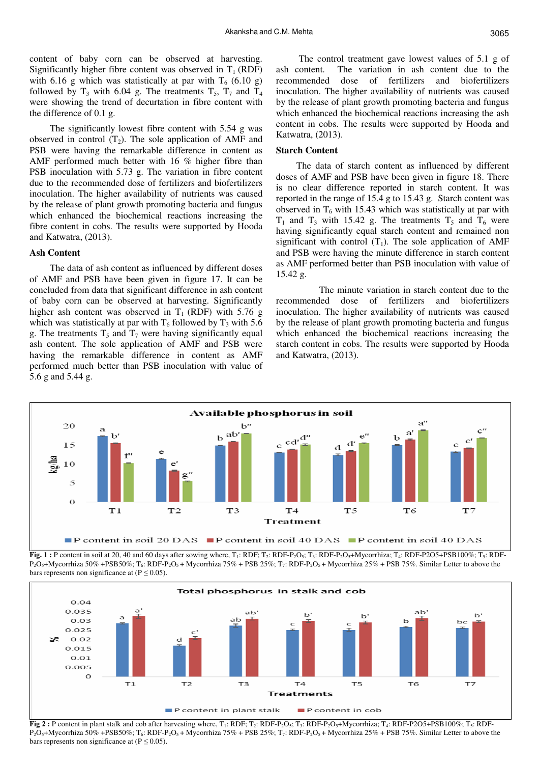content of baby corn can be observed at harvesting. Significantly higher fibre content was observed in $T_1$ (RDF) with 6.16 g which was statistically at par with $T_6$ (6.10 g) followed by $T_3$ with 6.04 g. The treatments $T_5$, $T_7$ and $T_4$ were showing the trend of decurtation in fibre content with the difference of 0.1 g.

The significantly lowest fibre content with 5.54 g was observed in control ($T_2$). The sole application of AMF and PSB were having the remarkable difference in content as AMF performed much better with 16 % higher fibre than PSB inoculation with 5.73 g. The variation in fibre content due to the recommended dose of fertilizers and biofertilizers inoculation. The higher availability of nutrients was caused by the release of plant growth promoting bacteria and fungus which enhanced the biochemical reactions increasing the fibre content in cobs. The results were supported by Hooda and Katwatra, (2013).

### Ash Content

The data of ash content as influenced by different doses of AMF and PSB have been given in figure 17. It can be concluded from data that significant difference in ash content of baby corn can be observed at harvesting. Significantly higher ash content was observed in $T_1$ (RDF) with 5.76 g which was statistically at par with $T_6$ followed by $T_3$ with 5.6 g. The treatments $T_5$ and $T_7$ were having significantly equal ash content. The sole application of AMF and PSB were having the remarkable difference in content as AMF performed much better than PSB inoculation with value of 5.6 g and 5.44 g.

The control treatment gave lowest values of 5.1 g of ash content. The variation in ash content due to the recommended dose of fertilizers and biofertilizers inoculation. The higher availability of nutrients was caused by the release of plant growth promoting bacteria and fungus which enhanced the biochemical reactions increasing the ash content in cobs. The results were supported by Hooda and Katwatra, (2013).

### Starch Content

The data of starch content as influenced by different doses of AMF and PSB have been given in figure 18. There is no clear difference reported in starch content. It was reported in the range of 15.4 g to 15.43 g. Starch content was observed in $T_6$ with 15.43 which was statistically at par with $T_1$ and $T_3$ with 15.42 g. The treatments $T_5$ and $T_6$ were having significantly equal starch content and remained non significant with control ($T_1$). The sole application of AMF and PSB were having the minute difference in starch content as AMF performed better than PSB inoculation with value of 15.42 g.

The minute variation in starch content due to the recommended dose of fertilizers and biofertilizers inoculation. The higher availability of nutrients was caused by the release of plant growth promoting bacteria and fungus which enhanced the biochemical reactions increasing the starch content in cobs. The results were supported by Hooda and Katwatra, (2013).

**Fig. 1 :** P content in soil at 20, 40 and 60 days after sowing where, $T_1$: RDF; $T_2$: RDF-$P_2O_5$; $T_3$: RDF-$P_2O_5$+Mycorrhiza; $T_4$: RDF-P2O5+PSB100%; $T_5$: RDF-$P_2O_5$+Mycorrhiza 50% +PSB50%; $T_6$: RDF-$P_2O_5$ + Mycorrhiza 75% + PSB 25%; $T_7$: RDF-$P_2O_5$ + Mycorrhiza 25% + PSB 75%. Similar Letter to above the bars represents non significance at ($P \leq 0.05$).

**Fig 2 :** P content in plant stalk and cob after harvesting where, $T_1$: RDF; $T_2$: RDF-$P_2O_5$; $T_3$: RDF-$P_2O_5$+Mycorrhiza; $T_4$: RDF-P2O5+PSB100%; $T_5$: RDF-$P_2O_5$+Mycorrhiza 50% +PSB50%; $T_6$: RDF-$P_2O_5$ + Mycorrhiza 75% + PSB 25%; $T_7$: RDF-$P_2O_5$ + Mycorrhiza 25% + PSB 75%. Similar Letter to above the bars represents non significance at ($P \leq 0.05$).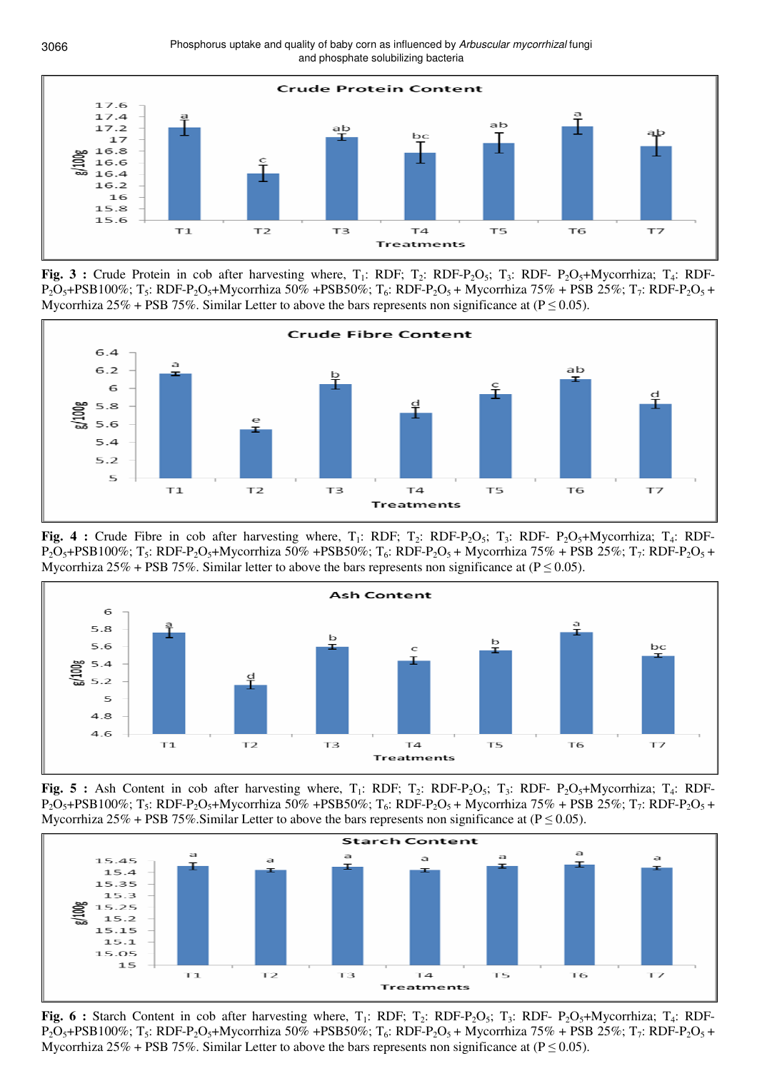**Fig. 3 :** Crude Protein in cob after harvesting where, $T_1$: RDF; $T_2$: RDF-$P_2O_5$; $T_3$: RDF- $P_2O_5$+Mycorrhiza; $T_4$: RDF-$P_2O_5$+PSB100%; $T_5$: RDF-$P_2O_5$+Mycorrhiza 50% +PSB50%; $T_6$: RDF-$P_2O_5$ + Mycorrhiza 75% + PSB 25%; $T_7$: RDF-$P_2O_5$ + Mycorrhiza 25% + PSB 75%. Similar Letter to above the bars represents non significance at ($P \leq 0.05$).

**Fig. 4 :** Crude Fibre in cob after harvesting where, $T_1$: RDF; $T_2$: RDF-$P_2O_5$; $T_3$: RDF- $P_2O_5$+Mycorrhiza; $T_4$: RDF-$P_2O_5$+PSB100%; $T_5$: RDF-$P_2O_5$+Mycorrhiza 50% +PSB50%; $T_6$: RDF-$P_2O_5$ + Mycorrhiza 75% + PSB 25%; $T_7$: RDF-$P_2O_5$ + Mycorrhiza 25% + PSB 75%. Similar letter to above the bars represents non significance at ($P \leq 0.05$).

**Fig. 5 :** Ash Content in cob after harvesting where, $T_1$: RDF; $T_2$: RDF-$P_2O_5$; $T_3$: RDF- $P_2O_5$+Mycorrhiza; $T_4$: RDF-$P_2O_5$+PSB100%; $T_5$: RDF-$P_2O_5$+Mycorrhiza 50% +PSB50%; $T_6$: RDF-$P_2O_5$ + Mycorrhiza 75% + PSB 25%; $T_7$: RDF-$P_2O_5$ + Mycorrhiza 25% + PSB 75%.Similar Letter to above the bars represents non significance at ($P \leq 0.05$).

**Fig. 6 :** Starch Content in cob after harvesting where, $T_1$: RDF; $T_2$: RDF-$P_2O_5$; $T_3$: RDF- $P_2O_5$+Mycorrhiza; $T_4$: RDF-$P_2O_5$+PSB100%; $T_5$: RDF-$P_2O_5$+Mycorrhiza 50% +PSB50%; $T_6$: RDF-$P_2O_5$ + Mycorrhiza 75% + PSB 25%; $T_7$: RDF-$P_2O_5$ + Mycorrhiza 25% + PSB 75%. Similar Letter to above the bars represents non significance at ($P \leq 0.05$).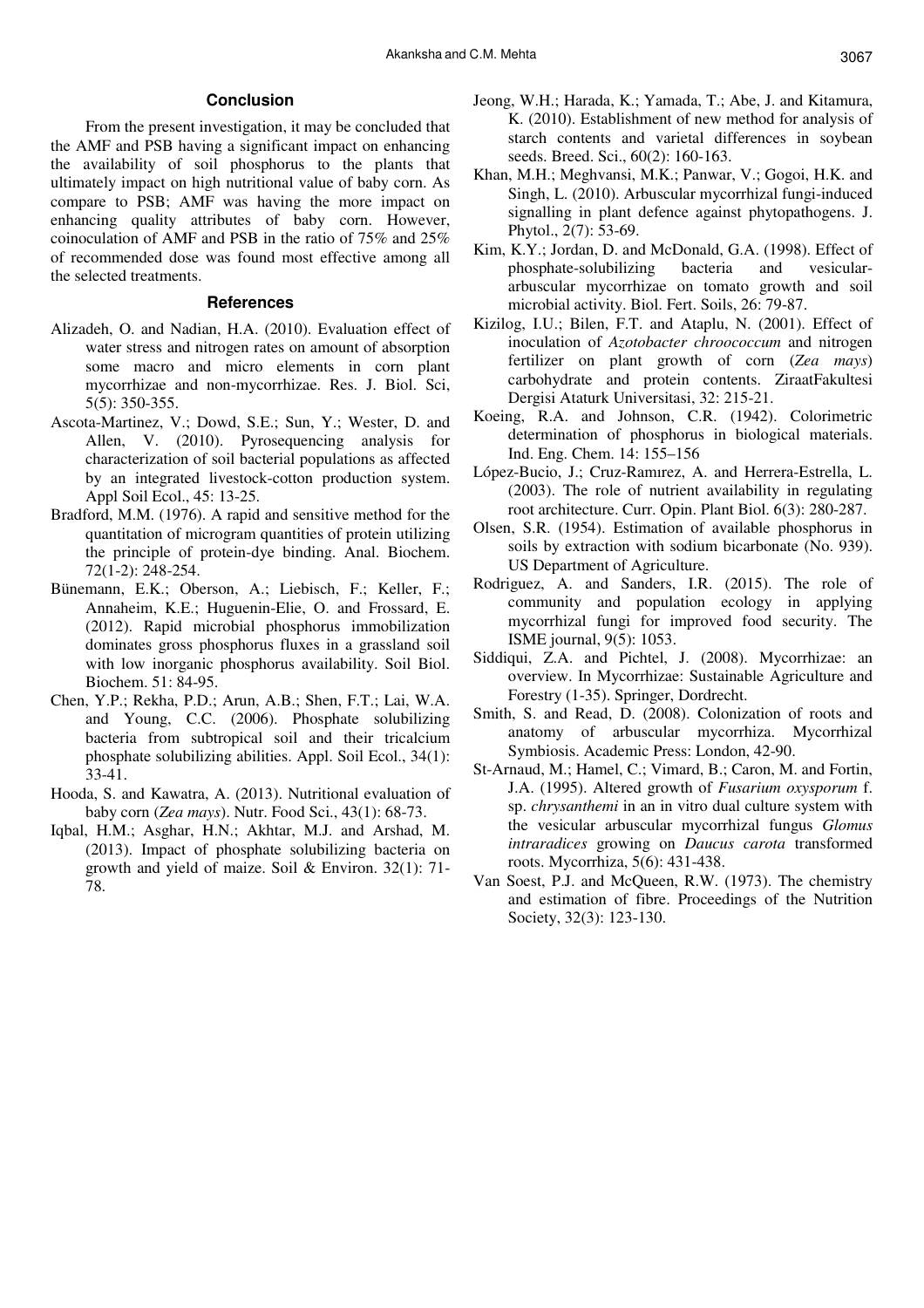## Conclusion

From the present investigation, it may be concluded that the AMF and PSB having a significant impact on enhancing the availability of soil phosphorus to the plants that ultimately impact on high nutritional value of baby corn. As compare to PSB; AMF was having the more impact on enhancing quality attributes of baby corn. However, coinoculation of AMF and PSB in the ratio of 75% and 25% of recommended dose was found most effective among all the selected treatments.

## References

Alizadeh, O. and Nadian, H.A. (2010). Evaluation effect of water stress and nitrogen rates on amount of absorption some macro and micro elements in corn plant mycorrhizae and non-mycorrhizae. Res. J. Biol. Sci, 5(5): 350-355.

Ascota-Martinez, V.; Dowd, S.E.; Sun, Y.; Wester, D. and Allen, V. (2010). Pyrosequencing analysis for characterization of soil bacterial populations as affected by an integrated livestock-cotton production system. Appl Soil Ecol., 45: 13-25.

Bradford, M.M. (1976). A rapid and sensitive method for the quantitation of microgram quantities of protein utilizing the principle of protein-dye binding. Anal. Biochem. 72(1-2): 248-254.

Bünemann, E.K.; Oberson, A.; Liebisch, F.; Keller, F.; Annaheim, K.E.; Huguenin-Elie, O. and Frossard, E. (2012). Rapid microbial phosphorus immobilization dominates gross phosphorus fluxes in a grassland soil with low inorganic phosphorus availability. Soil Biol. Biochem. 51: 84-95.

Chen, Y.P.; Rekha, P.D.; Arun, A.B.; Shen, F.T.; Lai, W.A. and Young, C.C. (2006). Phosphate solubilizing bacteria from subtropical soil and their tricalcium phosphate solubilizing abilities. Appl. Soil Ecol., 34(1): 33-41.

Hooda, S. and Kawatra, A. (2013). Nutritional evaluation of baby corn (*Zea mays*). Nutr. Food Sci., 43(1): 68-73.

Iqbal, H.M.; Asghar, H.N.; Akhtar, M.J. and Arshad, M. (2013). Impact of phosphate solubilizing bacteria on growth and yield of maize. Soil & Environ. 32(1): 71-78.

Jeong, W.H.; Harada, K.; Yamada, T.; Abe, J. and Kitamura, K. (2010). Establishment of new method for analysis of starch contents and varietal differences in soybean seeds. Breed. Sci., 60(2): 160-163.

Khan, M.H.; Meghvansi, M.K.; Panwar, V.; Gogoi, H.K. and Singh, L. (2010). Arbuscular mycorrhizal fungi-induced signalling in plant defence against phytopathogens. J. Phytol., 2(7): 53-69.

Kim, K.Y.; Jordan, D. and McDonald, G.A. (1998). Effect of phosphate-solubilizing bacteria and vesicular-arbuscular mycorrhizae on tomato growth and soil microbial activity. Biol. Fert. Soils, 26: 79-87.

Kizilog, I.U.; Bilen, F.T. and Ataplu, N. (2001). Effect of inoculation of *Azotobacter chroococcum* and nitrogen fertilizer on plant growth of corn (*Zea mays*) carbohydrate and protein contents. ZiraatFakultesi Dergisi Ataturk Universitasi, 32: 215-21.

Koeing, R.A. and Johnson, C.R. (1942). Colorimetric determination of phosphorus in biological materials. Ind. Eng. Chem. 14: 155–156

López-Bucio, J.; Cruz-Ramırez, A. and Herrera-Estrella, L. (2003). The role of nutrient availability in regulating root architecture. Curr. Opin. Plant Biol. 6(3): 280-287.

Olsen, S.R. (1954). Estimation of available phosphorus in soils by extraction with sodium bicarbonate (No. 939). US Department of Agriculture.

Rodriguez, A. and Sanders, I.R. (2015). The role of community and population ecology in applying mycorrhizal fungi for improved food security. The ISME journal, 9(5): 1053.

Siddiqui, Z.A. and Pichtel, J. (2008). Mycorrhizae: an overview. In Mycorrhizae: Sustainable Agriculture and Forestry (1-35). Springer, Dordrecht.

Smith, S. and Read, D. (2008). Colonization of roots and anatomy of arbuscular mycorrhiza. Mycorrhizal Symbiosis. Academic Press: London, 42-90.

St-Arnaud, M.; Hamel, C.; Vimard, B.; Caron, M. and Fortin, J.A. (1995). Altered growth of *Fusarium oxysporum* f. sp. *chrysanthemi* in an in vitro dual culture system with the vesicular arbuscular mycorrhizal fungus *Glomus intraradices* growing on *Daucus carota* transformed roots. Mycorrhiza, 5(6): 431-438.

Van Soest, P.J. and McQueen, R.W. (1973). The chemistry and estimation of fibre. Proceedings of the Nutrition Society, 32(3): 123-130.